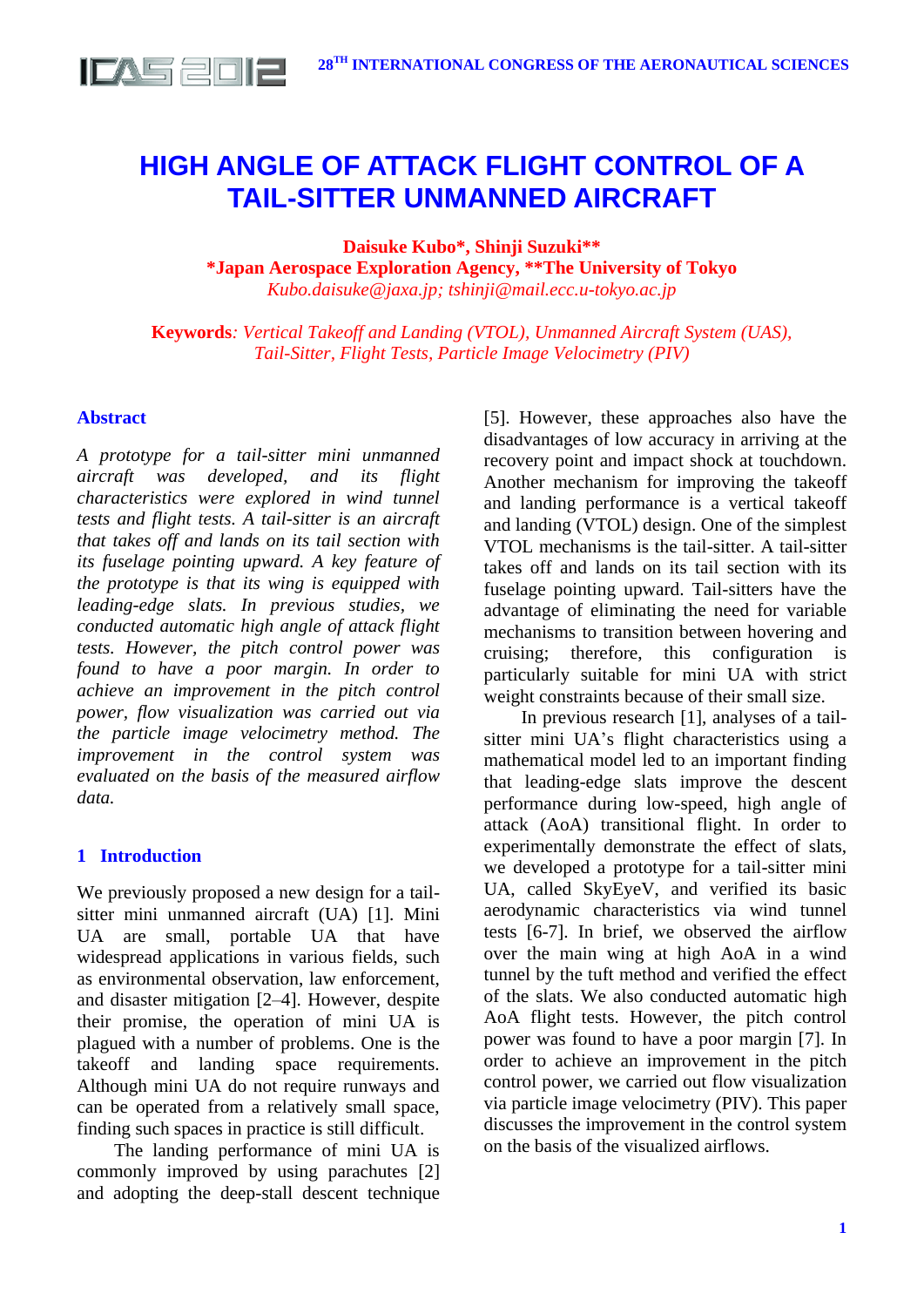# HIGH ANGLE OF ATTACK FLIGHT CONTROL OF A TAIL-SITTER UNMANNED AIRCRAFT

**Daisuke Kubo\*, Shinji Suzuki\*\***
**\*Japan Aerospace Exploration Agency, \*\*The University of Tokyo**
*Kubo.daisuke@jaxa.jp; tshinji@mail.ecc.u-tokyo.ac.jp*

**Keywords**: *Vertical Takeoff and Landing (VTOL), Unmanned Aircraft System (UAS), Tail-Sitter, Flight Tests, Particle Image Velocimetry (PIV)*

## Abstract

*A prototype for a tail-sitter mini unmanned aircraft was developed, and its flight characteristics were explored in wind tunnel tests and flight tests. A tail-sitter is an aircraft that takes off and lands on its tail section with its fuselage pointing upward. A key feature of the prototype is that its wing is equipped with leading-edge slats. In previous studies, we conducted automatic high angle of attack flight tests. However, the pitch control power was found to have a poor margin. In order to achieve an improvement in the pitch control power, flow visualization was carried out via the particle image velocimetry method. The improvement in the control system was evaluated on the basis of the measured airflow data.*

## 1 Introduction

We previously proposed a new design for a tail-sitter mini unmanned aircraft (UA) [1]. Mini UA are small, portable UA that have widespread applications in various fields, such as environmental observation, law enforcement, and disaster mitigation [2–4]. However, despite their promise, the operation of mini UA is plagued with a number of problems. One is the takeoff and landing space requirements. Although mini UA do not require runways and can be operated from a relatively small space, finding such spaces in practice is still difficult.

The landing performance of mini UA is commonly improved by using parachutes [2] and adopting the deep-stall descent technique [5]. However, these approaches also have the disadvantages of low accuracy in arriving at the recovery point and impact shock at touchdown. Another mechanism for improving the takeoff and landing performance is a vertical takeoff and landing (VTOL) design. One of the simplest VTOL mechanisms is the tail-sitter. A tail-sitter takes off and lands on its tail section with its fuselage pointing upward. Tail-sitters have the advantage of eliminating the need for variable mechanisms to transition between hovering and cruising; therefore, this configuration is particularly suitable for mini UA with strict weight constraints because of their small size.

In previous research [1], analyses of a tail-sitter mini UA's flight characteristics using a mathematical model led to an important finding that leading-edge slats improve the descent performance during low-speed, high angle of attack (AoA) transitional flight. In order to experimentally demonstrate the effect of slats, we developed a prototype for a tail-sitter mini UA, called SkyEyeV, and verified its basic aerodynamic characteristics via wind tunnel tests [6-7]. In brief, we observed the airflow over the main wing at high AoA in a wind tunnel by the tuft method and verified the effect of the slats. We also conducted automatic high AoA flight tests. However, the pitch control power was found to have a poor margin [7]. In order to achieve an improvement in the pitch control power, we carried out flow visualization via particle image velocimetry (PIV). This paper discusses the improvement in the control system on the basis of the visualized airflows.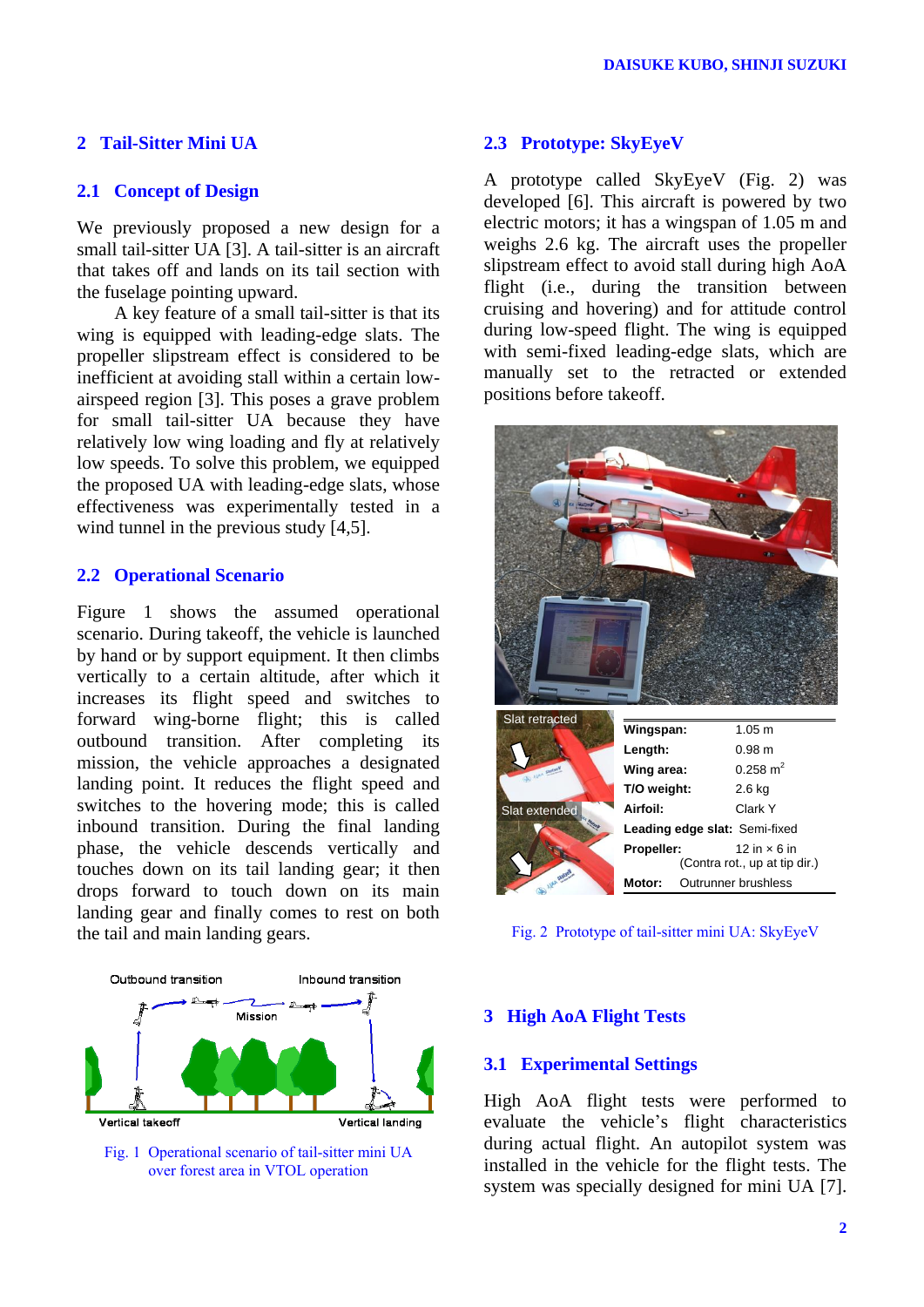## 2 Tail-Sitter Mini UA

### 2.1 Concept of Design

We previously proposed a new design for a small tail-sitter UA [3]. A tail-sitter is an aircraft that takes off and lands on its tail section with the fuselage pointing upward.

A key feature of a small tail-sitter is that its wing is equipped with leading-edge slats. The propeller slipstream effect is considered to be inefficient at avoiding stall within a certain low-airspeed region [3]. This poses a grave problem for small tail-sitter UA because they have relatively low wing loading and fly at relatively low speeds. To solve this problem, we equipped the proposed UA with leading-edge slats, whose effectiveness was experimentally tested in a wind tunnel in the previous study [4,5].

### 2.2 Operational Scenario

Figure 1 shows the assumed operational scenario. During takeoff, the vehicle is launched by hand or by support equipment. It then climbs vertically to a certain altitude, after which it increases its flight speed and switches to forward wing-borne flight; this is called outbound transition. After completing its mission, the vehicle approaches a designated landing point. It reduces the flight speed and switches to the hovering mode; this is called inbound transition. During the final landing phase, the vehicle descends vertically and touches down on its tail landing gear; it then drops forward to touch down on its main landing gear and finally comes to rest on both the tail and main landing gears.

Fig. 1 Operational scenario of tail-sitter mini UA over forest area in VTOL operation

### 2.3 Prototype: SkyEyeV

A prototype called SkyEyeV (Fig. 2) was developed [6]. This aircraft is powered by two electric motors; it has a wingspan of 1.05 m and weighs 2.6 kg. The aircraft uses the propeller slipstream effect to avoid stall during high AoA flight (i.e., during the transition between cruising and hovering) and for attitude control during low-speed flight. The wing is equipped with semi-fixed leading-edge slats, which are manually set to the retracted or extended positions before takeoff.

| | |
|---|---|
| **Wingspan:** | 1.05 m |
| **Length:** | 0.98 m |
| **Wing area:** | 0.258 $m^2$ |
| **T/O weight:** | 2.6 kg |
| **Airfoil:** | Clark Y |
| **Leading edge slat:** | Semi-fixed |
| **Propeller:** | 12 in × 6 in (Contra rot., up at tip dir.) |
| **Motor:** | Outrunner brushless |

Fig. 2 Prototype of tail-sitter mini UA: SkyEyeV

## 3 High AoA Flight Tests

### 3.1 Experimental Settings

High AoA flight tests were performed to evaluate the vehicle's flight characteristics during actual flight. An autopilot system was installed in the vehicle for the flight tests. The system was specially designed for mini UA [7].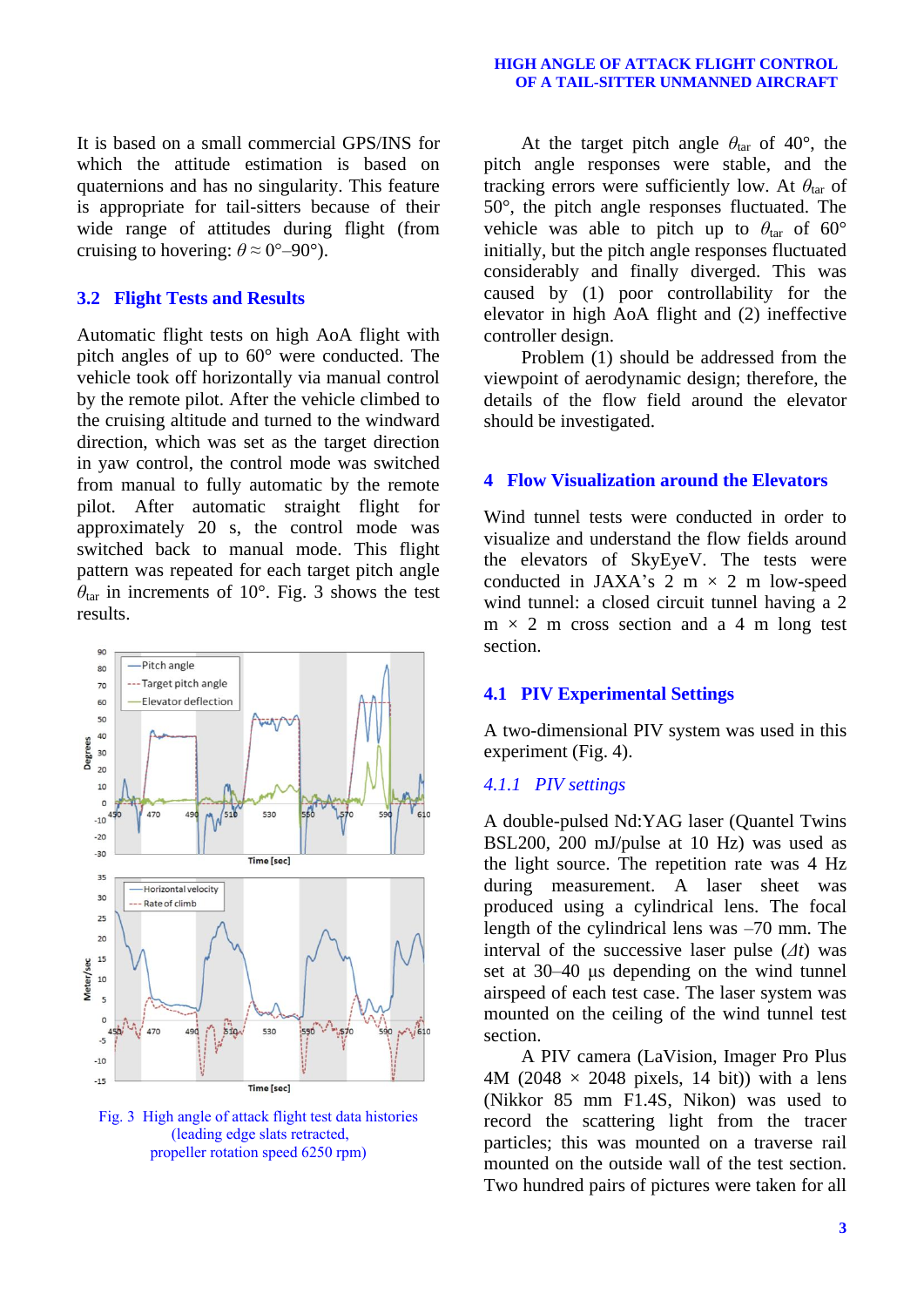It is based on a small commercial GPS/INS for which the attitude estimation is based on quaternions and has no singularity. This feature is appropriate for tail-sitters because of their wide range of attitudes during flight (from cruising to hovering: $\theta \approx 0°–90°$).

## 3.2 Flight Tests and Results

Automatic flight tests on high AoA flight with pitch angles of up to 60° were conducted. The vehicle took off horizontally via manual control by the remote pilot. After the vehicle climbed to the cruising altitude and turned to the windward direction, which was set as the target direction in yaw control, the control mode was switched from manual to fully automatic by the remote pilot. After automatic straight flight for approximately 20 s, the control mode was switched back to manual mode. This flight pattern was repeated for each target pitch angle $\theta_{\mathrm{tar}}$ in increments of 10°. Fig. 3 shows the test results.

Fig. 3 High angle of attack flight test data histories (leading edge slats retracted, propeller rotation speed 6250 rpm)

At the target pitch angle $\theta_{\mathrm{tar}}$ of 40°, the pitch angle responses were stable, and the tracking errors were sufficiently low. At $\theta_{\mathrm{tar}}$ of 50°, the pitch angle responses fluctuated. The vehicle was able to pitch up to $\theta_{\mathrm{tar}}$ of 60° initially, but the pitch angle responses fluctuated considerably and finally diverged. This was caused by (1) poor controllability for the elevator in high AoA flight and (2) ineffective controller design.

Problem (1) should be addressed from the viewpoint of aerodynamic design; therefore, the details of the flow field around the elevator should be investigated.

# 4 Flow Visualization around the Elevators

Wind tunnel tests were conducted in order to visualize and understand the flow fields around the elevators of SkyEyeV. The tests were conducted in JAXA's 2 m × 2 m low-speed wind tunnel: a closed circuit tunnel having a 2 m × 2 m cross section and a 4 m long test section.

## 4.1 PIV Experimental Settings

A two-dimensional PIV system was used in this experiment (Fig. 4).

### *4.1.1 PIV settings*

A double-pulsed Nd:YAG laser (Quantel Twins BSL200, 200 mJ/pulse at 10 Hz) was used as the light source. The repetition rate was 4 Hz during measurement. A laser sheet was produced using a cylindrical lens. The focal length of the cylindrical lens was –70 mm. The interval of the successive laser pulse ($\Delta t$) was set at 30–40 μs depending on the wind tunnel airspeed of each test case. The laser system was mounted on the ceiling of the wind tunnel test section.

A PIV camera (LaVision, Imager Pro Plus 4M (2048 × 2048 pixels, 14 bit)) with a lens (Nikkor 85 mm F1.4S, Nikon) was used to record the scattering light from the tracer particles; this was mounted on a traverse rail mounted on the outside wall of the test section. Two hundred pairs of pictures were taken for all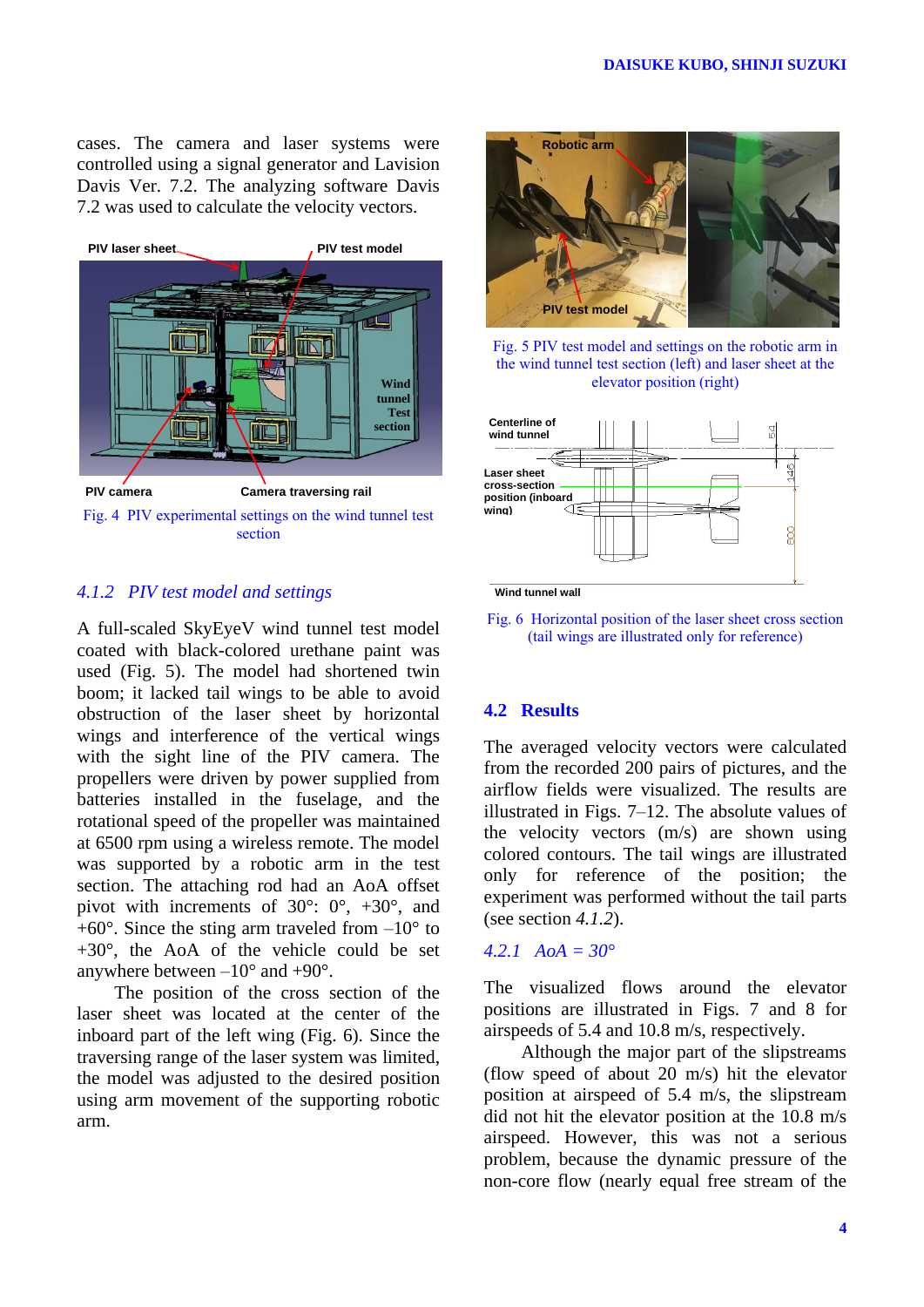cases. The camera and laser systems were controlled using a signal generator and Lavision Davis Ver. 7.2. The analyzing software Davis 7.2 was used to calculate the velocity vectors.

Fig. 4 PIV experimental settings on the wind tunnel test section

### *4.1.2 PIV test model and settings*

A full-scaled SkyEyeV wind tunnel test model coated with black-colored urethane paint was used (Fig. 5). The model had shortened twin boom; it lacked tail wings to be able to avoid obstruction of the laser sheet by horizontal wings and interference of the vertical wings with the sight line of the PIV camera. The propellers were driven by power supplied from batteries installed in the fuselage, and the rotational speed of the propeller was maintained at 6500 rpm using a wireless remote. The model was supported by a robotic arm in the test section. The attaching rod had an AoA offset pivot with increments of 30°: 0°, +30°, and +60°. Since the sting arm traveled from –10° to +30°, the AoA of the vehicle could be set anywhere between –10° and +90°.

The position of the cross section of the laser sheet was located at the center of the inboard part of the left wing (Fig. 6). Since the traversing range of the laser system was limited, the model was adjusted to the desired position using arm movement of the supporting robotic arm.

Fig. 5 PIV test model and settings on the robotic arm in the wind tunnel test section (left) and laser sheet at the elevator position (right)

Fig. 6 Horizontal position of the laser sheet cross section (tail wings are illustrated only for reference)

## 4.2 Results

The averaged velocity vectors were calculated from the recorded 200 pairs of pictures, and the airflow fields were visualized. The results are illustrated in Figs. 7–12. The absolute values of the velocity vectors (m/s) are shown using colored contours. The tail wings are illustrated only for reference of the position; the experiment was performed without the tail parts (see section *4.1.2*).

### *4.2.1 AoA = 30°*

The visualized flows around the elevator positions are illustrated in Figs. 7 and 8 for airspeeds of 5.4 and 10.8 m/s, respectively.

Although the major part of the slipstreams (flow speed of about 20 m/s) hit the elevator position at airspeed of 5.4 m/s, the slipstream did not hit the elevator position at the 10.8 m/s airspeed. However, this was not a serious problem, because the dynamic pressure of the non-core flow (nearly equal free stream of the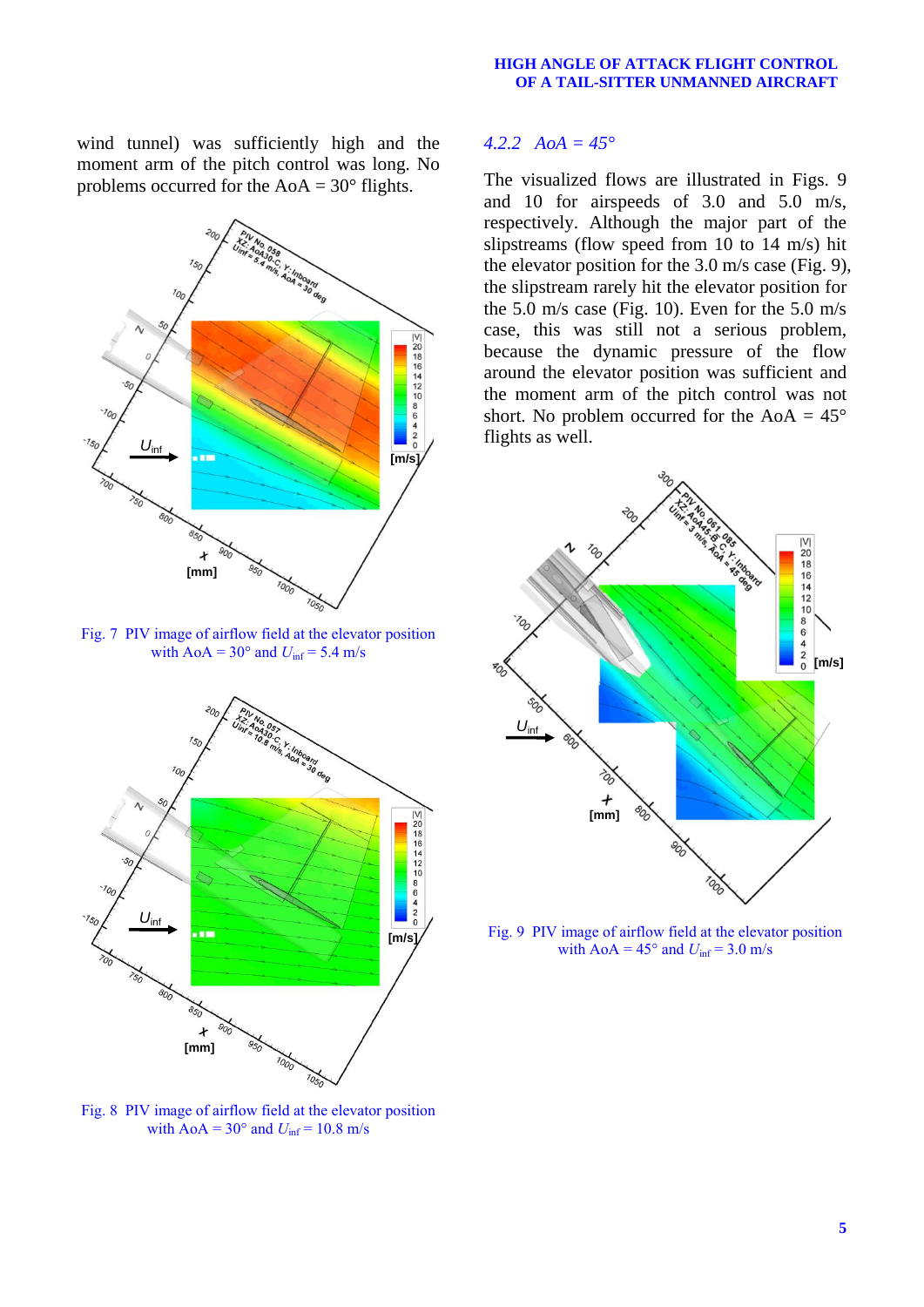wind tunnel) was sufficiently high and the moment arm of the pitch control was long. No problems occurred for the AoA = 30° flights.

Fig. 7 PIV image of airflow field at the elevator position with AoA = 30° and $U_{inf}$ = 5.4 m/s

Fig. 8 PIV image of airflow field at the elevator position with AoA = 30° and $U_{inf}$ = 10.8 m/s

### *4.2.2 AoA = 45°*

The visualized flows are illustrated in Figs. 9 and 10 for airspeeds of 3.0 and 5.0 m/s, respectively. Although the major part of the slipstreams (flow speed from 10 to 14 m/s) hit the elevator position for the 3.0 m/s case (Fig. 9), the slipstream rarely hit the elevator position for the 5.0 m/s case (Fig. 10). Even for the 5.0 m/s case, this was still not a serious problem, because the dynamic pressure of the flow around the elevator position was sufficient and the moment arm of the pitch control was not short. No problem occurred for the AoA = 45° flights as well.

Fig. 9 PIV image of airflow field at the elevator position with AoA = 45° and $U_{inf}$ = 3.0 m/s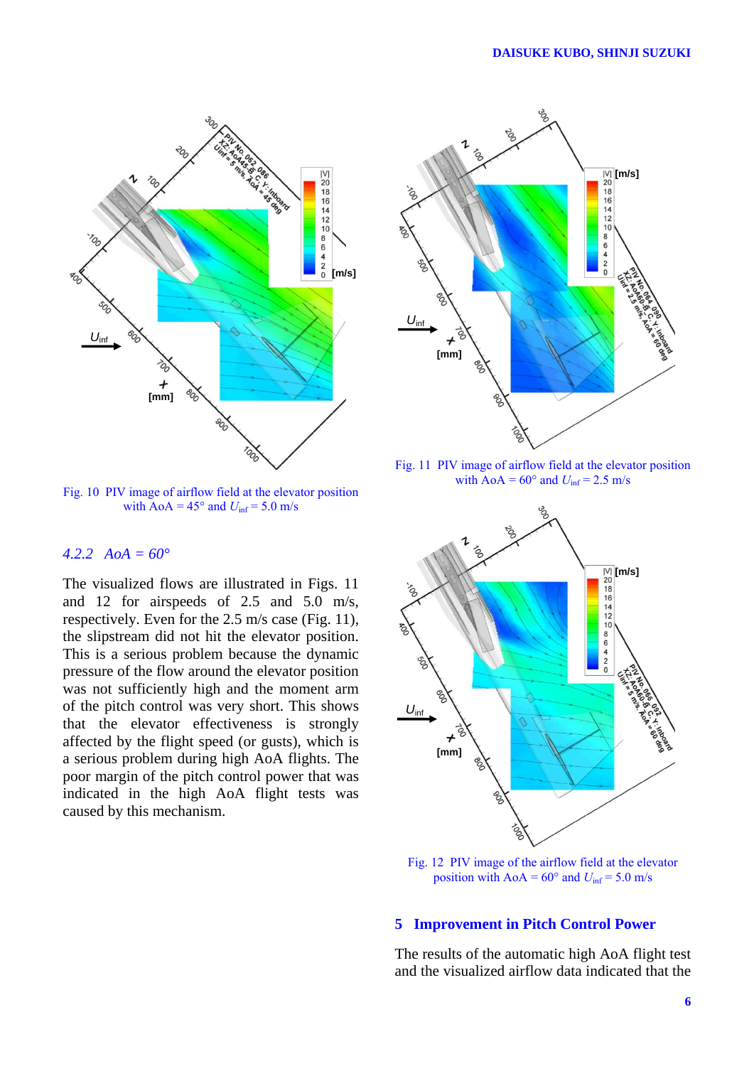Fig. 10 PIV image of airflow field at the elevator position with AoA = 45° and $U_{inf}$ = 5.0 m/s

### 4.2.2 *AoA = 60°*

The visualized flows are illustrated in Figs. 11 and 12 for airspeeds of 2.5 and 5.0 m/s, respectively. Even for the 2.5 m/s case (Fig. 11), the slipstream did not hit the elevator position. This is a serious problem because the dynamic pressure of the flow around the elevator position was not sufficiently high and the moment arm of the pitch control was very short. This shows that the elevator effectiveness is strongly affected by the flight speed (or gusts), which is a serious problem during high AoA flights. The poor margin of the pitch control power that was indicated in the high AoA flight tests was caused by this mechanism.

Fig. 11 PIV image of airflow field at the elevator position with AoA = 60° and $U_{inf}$ = 2.5 m/s

Fig. 12 PIV image of the airflow field at the elevator position with AoA = 60° and $U_{inf}$ = 5.0 m/s

## 5 Improvement in Pitch Control Power

The results of the automatic high AoA flight test and the visualized airflow data indicated that the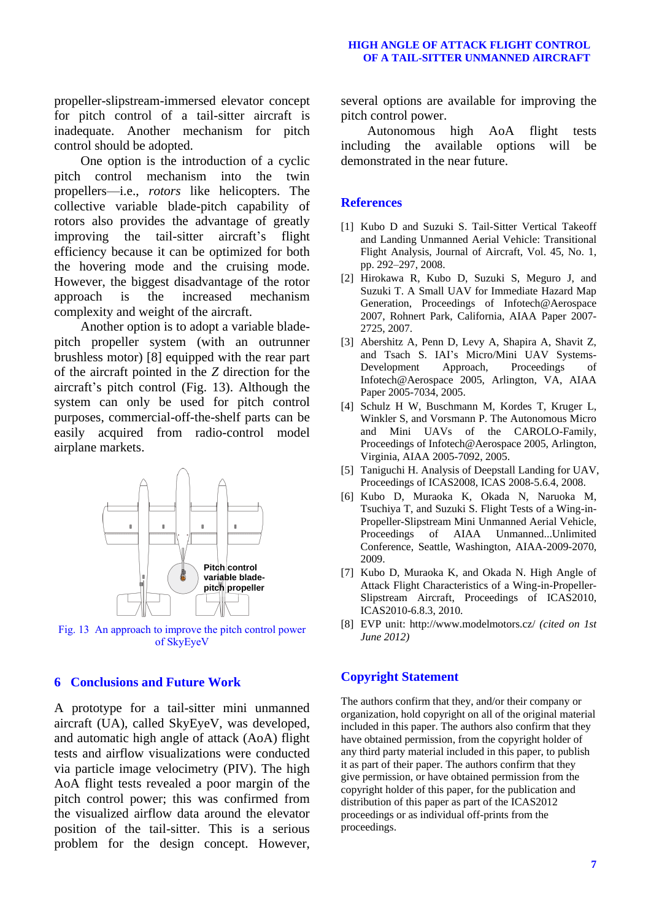propeller-slipstream-immersed elevator concept for pitch control of a tail-sitter aircraft is inadequate. Another mechanism for pitch control should be adopted.

One option is the introduction of a cyclic pitch control mechanism into the twin propellers—i.e., *rotors* like helicopters. The collective variable blade-pitch capability of rotors also provides the advantage of greatly improving the tail-sitter aircraft's flight efficiency because it can be optimized for both the hovering mode and the cruising mode. However, the biggest disadvantage of the rotor approach is the increased mechanism complexity and weight of the aircraft.

Another option is to adopt a variable blade-pitch propeller system (with an outrunner brushless motor) [8] equipped with the rear part of the aircraft pointed in the *Z* direction for the aircraft's pitch control (Fig. 13). Although the system can only be used for pitch control purposes, commercial-off-the-shelf parts can be easily acquired from radio-control model airplane markets.

Pitch control
variable blade-
pitch propeller

Fig. 13 An approach to improve the pitch control power of SkyEyeV

## 6 Conclusions and Future Work

A prototype for a tail-sitter mini unmanned aircraft (UA), called SkyEyeV, was developed, and automatic high angle of attack (AoA) flight tests and airflow visualizations were conducted via particle image velocimetry (PIV). The high AoA flight tests revealed a poor margin of the pitch control power; this was confirmed from the visualized airflow data around the elevator position of the tail-sitter. This is a serious problem for the design concept. However, several options are available for improving the pitch control power.

Autonomous high AoA flight tests including the available options will be demonstrated in the near future.

## References

[1] Kubo D and Suzuki S. Tail-Sitter Vertical Takeoff and Landing Unmanned Aerial Vehicle: Transitional Flight Analysis, Journal of Aircraft, Vol. 45, No. 1, pp. 292–297, 2008.

[2] Hirokawa R, Kubo D, Suzuki S, Meguro J, and Suzuki T. A Small UAV for Immediate Hazard Map Generation, Proceedings of Infotech@Aerospace 2007, Rohnert Park, California, AIAA Paper 2007-2725, 2007.

[3] Abershitz A, Penn D, Levy A, Shapira A, Shavit Z, and Tsach S. IAI's Micro/Mini UAV Systems-Development Approach, Proceedings of Infotech@Aerospace 2005, Arlington, VA, AIAA Paper 2005-7034, 2005.

[4] Schulz H W, Buschmann M, Kordes T, Kruger L, Winkler S, and Vorsmann P. The Autonomous Micro and Mini UAVs of the CAROLO-Family, Proceedings of Infotech@Aerospace 2005, Arlington, Virginia, AIAA 2005-7092, 2005.

[5] Taniguchi H. Analysis of Deepstall Landing for UAV, Proceedings of ICAS2008, ICAS 2008-5.6.4, 2008.

[6] Kubo D, Muraoka K, Okada N, Naruoka M, Tsuchiya T, and Suzuki S. Flight Tests of a Wing-in-Propeller-Slipstream Mini Unmanned Aerial Vehicle, Proceedings of AIAA Unmanned...Unlimited Conference, Seattle, Washington, AIAA-2009-2070, 2009.

[7] Kubo D, Muraoka K, and Okada N. High Angle of Attack Flight Characteristics of a Wing-in-Propeller-Slipstream Aircraft, Proceedings of ICAS2010, ICAS2010-6.8.3, 2010.

[8] EVP unit: http://www.modelmotors.cz/ *(cited on 1st June 2012)*

## Copyright Statement

The authors confirm that they, and/or their company or organization, hold copyright on all of the original material included in this paper. The authors also confirm that they have obtained permission, from the copyright holder of any third party material included in this paper, to publish it as part of their paper. The authors confirm that they give permission, or have obtained permission from the copyright holder of this paper, for the publication and distribution of this paper as part of the ICAS2012 proceedings or as individual off-prints from the proceedings.